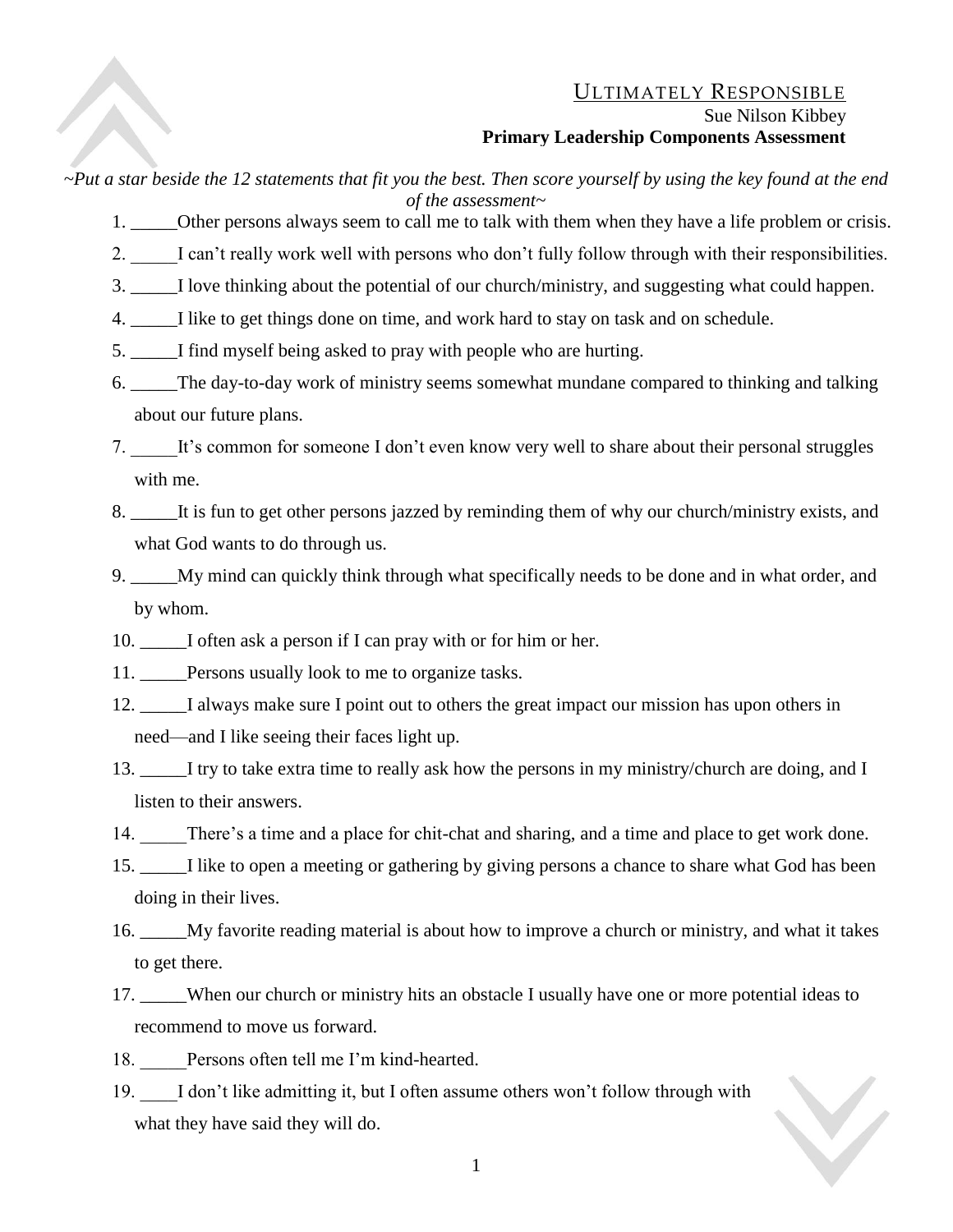# ULTIMATELY RESPONSIBLE

Sue Nilson Kibbey

**Primary Leadership Components Assessment**

*~Put a star beside the 12 statements that fit you the best. Then score yourself by using the key found at the end of the assessment~*

1. _____Other persons always seem to call me to talk with them when they have a life problem or crisis.
2. _____I can't really work well with persons who don't fully follow through with their responsibilities.
3. _____I love thinking about the potential of our church/ministry, and suggesting what could happen.
4. _____I like to get things done on time, and work hard to stay on task and on schedule.
5. _____I find myself being asked to pray with people who are hurting.
6. _____The day-to-day work of ministry seems somewhat mundane compared to thinking and talking about our future plans.
7. _____It's common for someone I don't even know very well to share about their personal struggles with me.
8. _____It is fun to get other persons jazzed by reminding them of why our church/ministry exists, and what God wants to do through us.
9. _____My mind can quickly think through what specifically needs to be done and in what order, and by whom.
10. _____I often ask a person if I can pray with or for him or her.
11. _____Persons usually look to me to organize tasks.
12. _____I always make sure I point out to others the great impact our mission has upon others in need—and I like seeing their faces light up.
13. _____I try to take extra time to really ask how the persons in my ministry/church are doing, and I listen to their answers.
14. _____There's a time and a place for chit-chat and sharing, and a time and place to get work done.
15. _____I like to open a meeting or gathering by giving persons a chance to share what God has been doing in their lives.
16. _____My favorite reading material is about how to improve a church or ministry, and what it takes to get there.
17. _____When our church or ministry hits an obstacle I usually have one or more potential ideas to recommend to move us forward.
18. _____Persons often tell me I'm kind-hearted.
19. ____I don't like admitting it, but I often assume others won't follow through with what they have said they will do.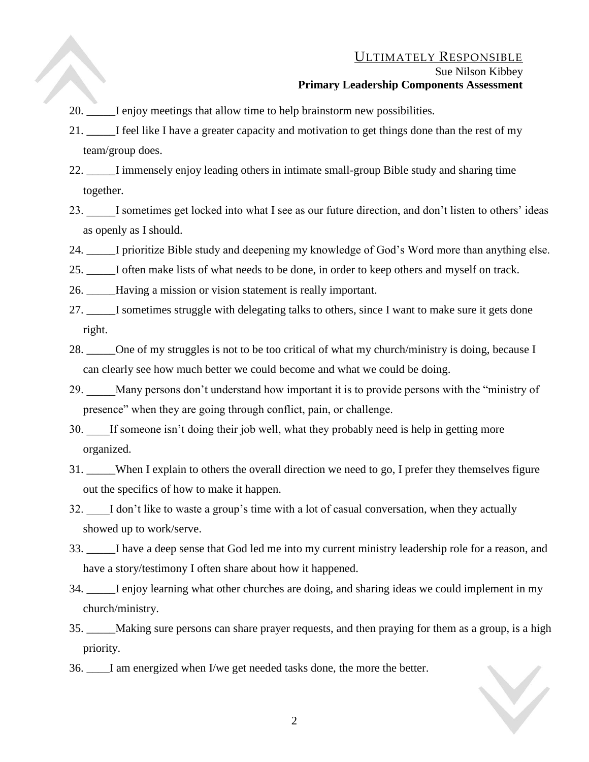20. _____I enjoy meetings that allow time to help brainstorm new possibilities.
21. _____I feel like I have a greater capacity and motivation to get things done than the rest of my team/group does.
22. _____I immensely enjoy leading others in intimate small-group Bible study and sharing time together.
23. _____I sometimes get locked into what I see as our future direction, and don't listen to others' ideas as openly as I should.
24. _____I prioritize Bible study and deepening my knowledge of God's Word more than anything else.
25. _____I often make lists of what needs to be done, in order to keep others and myself on track.
26. _____Having a mission or vision statement is really important.
27. _____I sometimes struggle with delegating talks to others, since I want to make sure it gets done right.
28. _____One of my struggles is not to be too critical of what my church/ministry is doing, because I can clearly see how much better we could become and what we could be doing.
29. _____Many persons don't understand how important it is to provide persons with the "ministry of presence" when they are going through conflict, pain, or challenge.
30. ____If someone isn't doing their job well, what they probably need is help in getting more organized.
31. _____When I explain to others the overall direction we need to go, I prefer they themselves figure out the specifics of how to make it happen.
32. ____I don't like to waste a group's time with a lot of casual conversation, when they actually showed up to work/serve.
33. _____I have a deep sense that God led me into my current ministry leadership role for a reason, and have a story/testimony I often share about how it happened.
34. _____I enjoy learning what other churches are doing, and sharing ideas we could implement in my church/ministry.
35. _____Making sure persons can share prayer requests, and then praying for them as a group, is a high priority.
36. ____I am energized when I/we get needed tasks done, the more the better.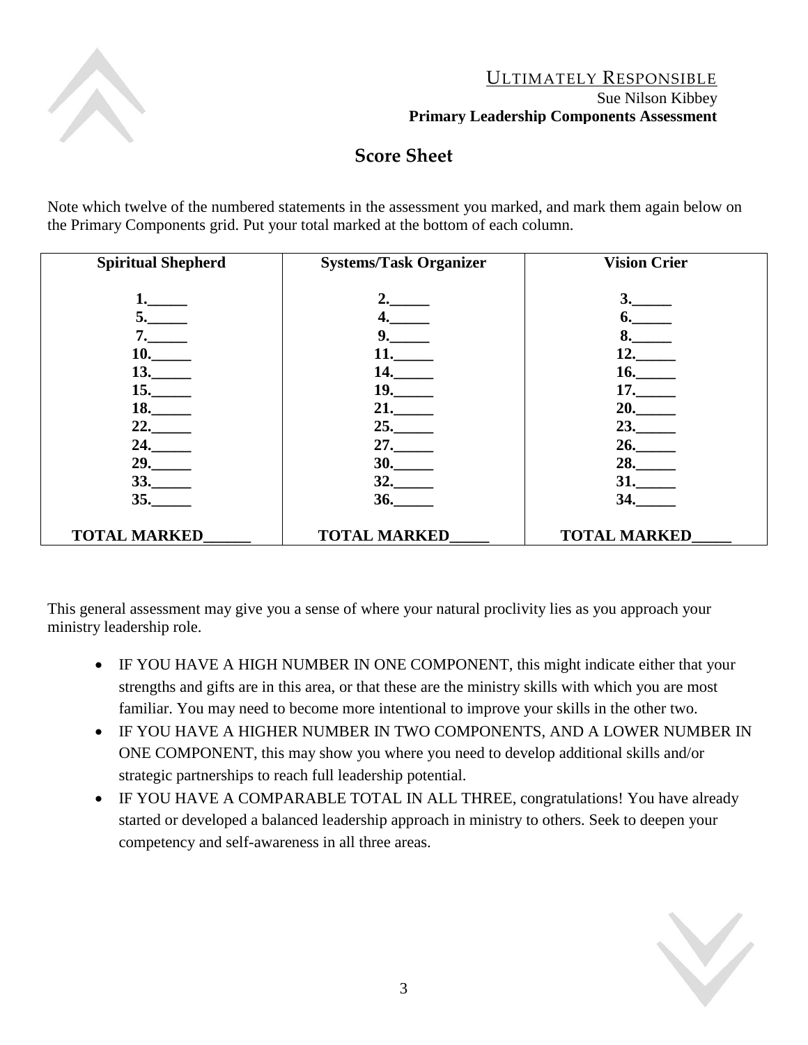ULTIMATELY RESPONSIBLE
Sue Nilson Kibbey
**Primary Leadership Components Assessment**

## Score Sheet

Note which twelve of the numbered statements in the assessment you marked, and mark them again below on the Primary Components grid. Put your total marked at the bottom of each column.

| Spiritual Shepherd | Systems/Task Organizer | Vision Crier |
|---|---|---|
| 1.\_\_\_\_\_ | 2.\_\_\_\_\_ | 3.\_\_\_\_\_ |
| 5.\_\_\_\_\_ | 4.\_\_\_\_\_ | 6.\_\_\_\_\_ |
| 7.\_\_\_\_\_ | 9.\_\_\_\_\_ | 8.\_\_\_\_\_ |
| 10.\_\_\_\_\_ | 11.\_\_\_\_\_ | 12.\_\_\_\_\_ |
| 13.\_\_\_\_\_ | 14.\_\_\_\_\_ | 16.\_\_\_\_\_ |
| 15.\_\_\_\_\_ | 19.\_\_\_\_\_ | 17.\_\_\_\_\_ |
| 18.\_\_\_\_\_ | 21.\_\_\_\_\_ | 20.\_\_\_\_\_ |
| 22.\_\_\_\_\_ | 25.\_\_\_\_\_ | 23.\_\_\_\_\_ |
| 24.\_\_\_\_\_ | 27.\_\_\_\_\_ | 26.\_\_\_\_\_ |
| 29.\_\_\_\_\_ | 30.\_\_\_\_\_ | 28.\_\_\_\_\_ |
| 33.\_\_\_\_\_ | 32.\_\_\_\_\_ | 31.\_\_\_\_\_ |
| 35.\_\_\_\_\_ | 36.\_\_\_\_\_ | 34.\_\_\_\_\_ |
| TOTAL MARKED\_\_\_\_\_\_ | TOTAL MARKED\_\_\_\_\_ | TOTAL MARKED\_\_\_\_\_ |

This general assessment may give you a sense of where your natural proclivity lies as you approach your ministry leadership role.

- IF YOU HAVE A HIGH NUMBER IN ONE COMPONENT, this might indicate either that your strengths and gifts are in this area, or that these are the ministry skills with which you are most familiar. You may need to become more intentional to improve your skills in the other two.
- IF YOU HAVE A HIGHER NUMBER IN TWO COMPONENTS, AND A LOWER NUMBER IN ONE COMPONENT, this may show you where you need to develop additional skills and/or strategic partnerships to reach full leadership potential.
- IF YOU HAVE A COMPARABLE TOTAL IN ALL THREE, congratulations! You have already started or developed a balanced leadership approach in ministry to others. Seek to deepen your competency and self-awareness in all three areas.